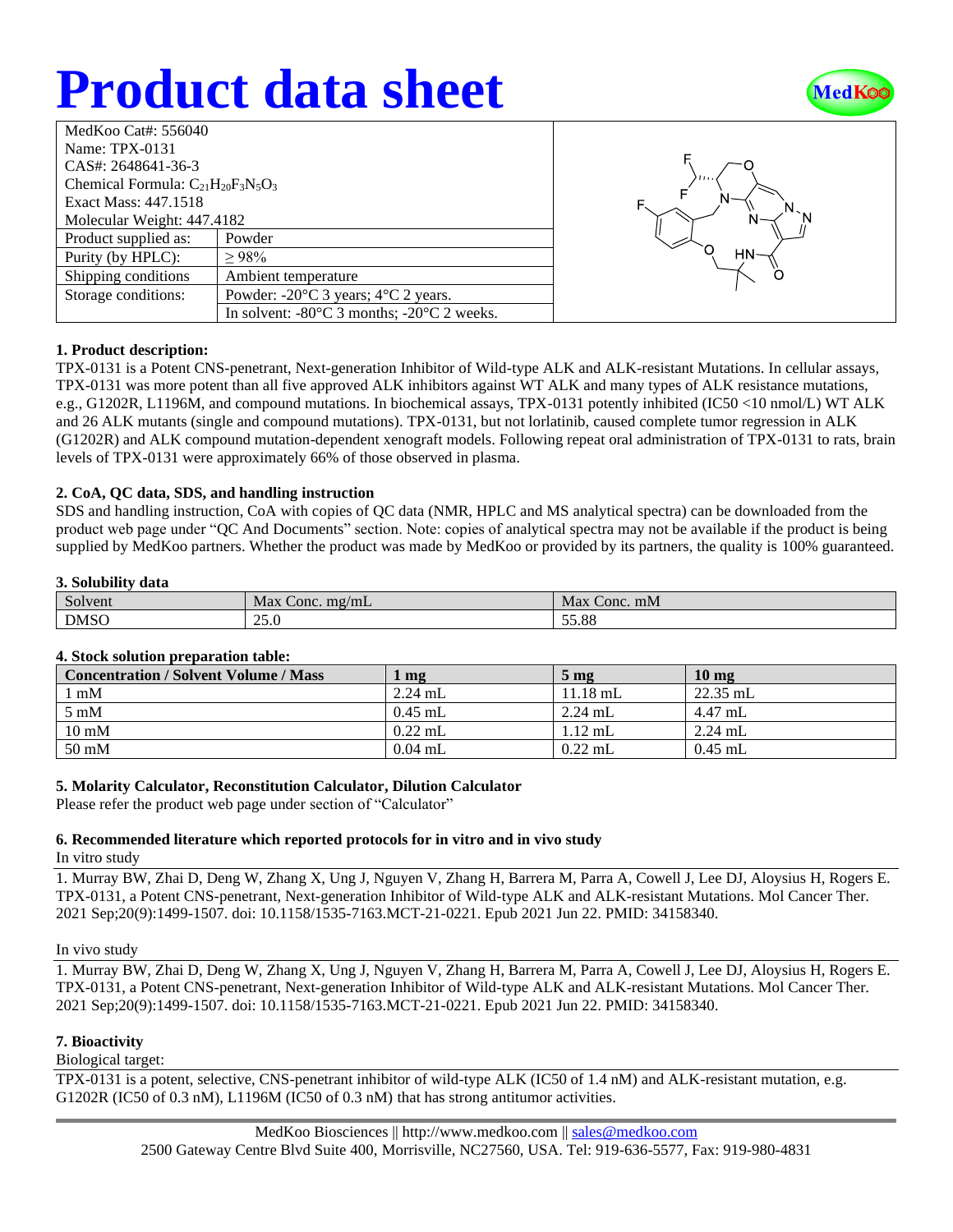# Product data sheet

| MedKoo Cat#: 556040 | |
|---|---|
| Name: TPX-0131 | |
| CAS#: 2648641-36-3 | |
| Chemical Formula: $C_{21}H_{20}F_3N_5O_3$ | |
| Exact Mass: 447.1518 | |
| Molecular Weight: 447.4182 | |
| Product supplied as: | Powder |
| Purity (by HPLC): | ≥ 98% |
| Shipping conditions | Ambient temperature |
| Storage conditions: | Powder: -20°C 3 years; 4°C 2 years. |
| | In solvent: -80°C 3 months; -20°C 2 weeks. |

### 1. Product description:

TPX-0131 is a Potent CNS-penetrant, Next-generation Inhibitor of Wild-type ALK and ALK-resistant Mutations. In cellular assays, TPX-0131 was more potent than all five approved ALK inhibitors against WT ALK and many types of ALK resistance mutations, e.g., G1202R, L1196M, and compound mutations. In biochemical assays, TPX-0131 potently inhibited (IC50 <10 nmol/L) WT ALK and 26 ALK mutants (single and compound mutations). TPX-0131, but not lorlatinib, caused complete tumor regression in ALK (G1202R) and ALK compound mutation-dependent xenograft models. Following repeat oral administration of TPX-0131 to rats, brain levels of TPX-0131 were approximately 66% of those observed in plasma.

### 2. CoA, QC data, SDS, and handling instruction

SDS and handling instruction, CoA with copies of QC data (NMR, HPLC and MS analytical spectra) can be downloaded from the product web page under "QC And Documents" section. Note: copies of analytical spectra may not be available if the product is being supplied by MedKoo partners. Whether the product was made by MedKoo or provided by its partners, the quality is 100% guaranteed.

### 3. Solubility data

| Solvent | Max Conc. mg/mL | Max Conc. mM |
|---|---|---|
| DMSO | 25.0 | 55.88 |

### 4. Stock solution preparation table:

| Concentration / Solvent Volume / Mass | 1 mg | 5 mg | 10 mg |
|---|---|---|---|
| 1 mM | 2.24 mL | 11.18 mL | 22.35 mL |
| 5 mM | 0.45 mL | 2.24 mL | 4.47 mL |
| 10 mM | 0.22 mL | 1.12 mL | 2.24 mL |
| 50 mM | 0.04 mL | 0.22 mL | 0.45 mL |

### 5. Molarity Calculator, Reconstitution Calculator, Dilution Calculator

Please refer the product web page under section of "Calculator"

### 6. Recommended literature which reported protocols for in vitro and in vivo study

In vitro study

1. Murray BW, Zhai D, Deng W, Zhang X, Ung J, Nguyen V, Zhang H, Barrera M, Parra A, Cowell J, Lee DJ, Aloysius H, Rogers E. TPX-0131, a Potent CNS-penetrant, Next-generation Inhibitor of Wild-type ALK and ALK-resistant Mutations. Mol Cancer Ther. 2021 Sep;20(9):1499-1507. doi: 10.1158/1535-7163.MCT-21-0221. Epub 2021 Jun 22. PMID: 34158340.

In vivo study

1. Murray BW, Zhai D, Deng W, Zhang X, Ung J, Nguyen V, Zhang H, Barrera M, Parra A, Cowell J, Lee DJ, Aloysius H, Rogers E. TPX-0131, a Potent CNS-penetrant, Next-generation Inhibitor of Wild-type ALK and ALK-resistant Mutations. Mol Cancer Ther. 2021 Sep;20(9):1499-1507. doi: 10.1158/1535-7163.MCT-21-0221. Epub 2021 Jun 22. PMID: 34158340.

### 7. Bioactivity

Biological target:

TPX-0131 is a potent, selective, CNS-penetrant inhibitor of wild-type ALK (IC50 of 1.4 nM) and ALK-resistant mutation, e.g. G1202R (IC50 of 0.3 nM), L1196M (IC50 of 0.3 nM) that has strong antitumor activities.

MedKoo Biosciences || http://www.medkoo.com || sales@medkoo.com
2500 Gateway Centre Blvd Suite 400, Morrisville, NC27560, USA. Tel: 919-636-5577, Fax: 919-980-4831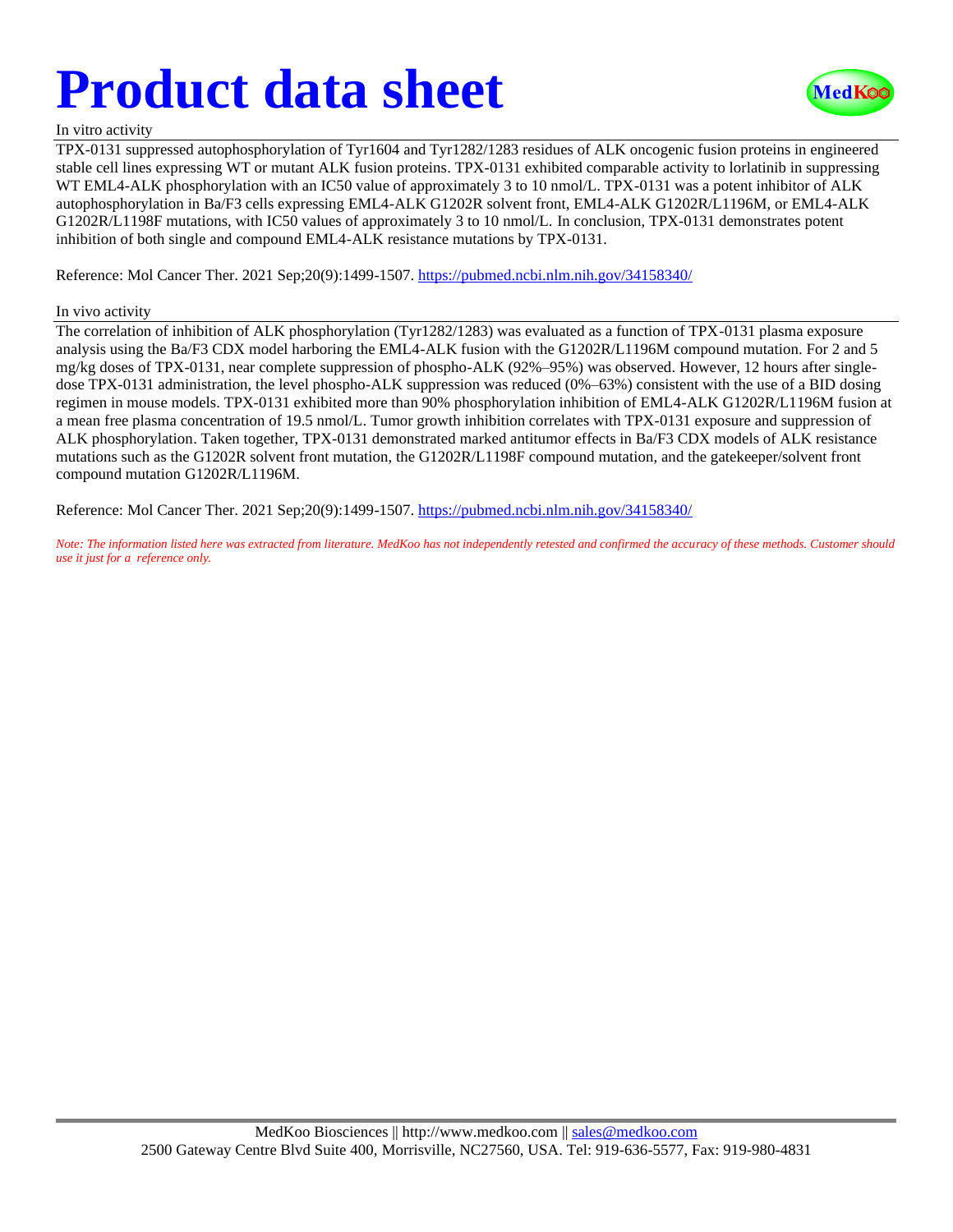# Product data sheet

In vitro activity

TPX-0131 suppressed autophosphorylation of Tyr1604 and Tyr1282/1283 residues of ALK oncogenic fusion proteins in engineered stable cell lines expressing WT or mutant ALK fusion proteins. TPX-0131 exhibited comparable activity to lorlatinib in suppressing WT EML4-ALK phosphorylation with an IC50 value of approximately 3 to 10 nmol/L. TPX-0131 was a potent inhibitor of ALK autophosphorylation in Ba/F3 cells expressing EML4-ALK G1202R solvent front, EML4-ALK G1202R/L1196M, or EML4-ALK G1202R/L1198F mutations, with IC50 values of approximately 3 to 10 nmol/L. In conclusion, TPX-0131 demonstrates potent inhibition of both single and compound EML4-ALK resistance mutations by TPX-0131.

Reference: Mol Cancer Ther. 2021 Sep;20(9):1499-1507. https://pubmed.ncbi.nlm.nih.gov/34158340/

In vivo activity

The correlation of inhibition of ALK phosphorylation (Tyr1282/1283) was evaluated as a function of TPX-0131 plasma exposure analysis using the Ba/F3 CDX model harboring the EML4-ALK fusion with the G1202R/L1196M compound mutation. For 2 and 5 mg/kg doses of TPX-0131, near complete suppression of phospho-ALK (92%–95%) was observed. However, 12 hours after single-dose TPX-0131 administration, the level phospho-ALK suppression was reduced (0%–63%) consistent with the use of a BID dosing regimen in mouse models. TPX-0131 exhibited more than 90% phosphorylation inhibition of EML4-ALK G1202R/L1196M fusion at a mean free plasma concentration of 19.5 nmol/L. Tumor growth inhibition correlates with TPX-0131 exposure and suppression of ALK phosphorylation. Taken together, TPX-0131 demonstrated marked antitumor effects in Ba/F3 CDX models of ALK resistance mutations such as the G1202R solvent front mutation, the G1202R/L1198F compound mutation, and the gatekeeper/solvent front compound mutation G1202R/L1196M.

Reference: Mol Cancer Ther. 2021 Sep;20(9):1499-1507. https://pubmed.ncbi.nlm.nih.gov/34158340/

*Note: The information listed here was extracted from literature. MedKoo has not independently retested and confirmed the accuracy of these methods. Customer should use it just for a reference only.*

MedKoo Biosciences || http://www.medkoo.com || sales@medkoo.com
2500 Gateway Centre Blvd Suite 400, Morrisville, NC27560, USA. Tel: 919-636-5577, Fax: 919-980-4831